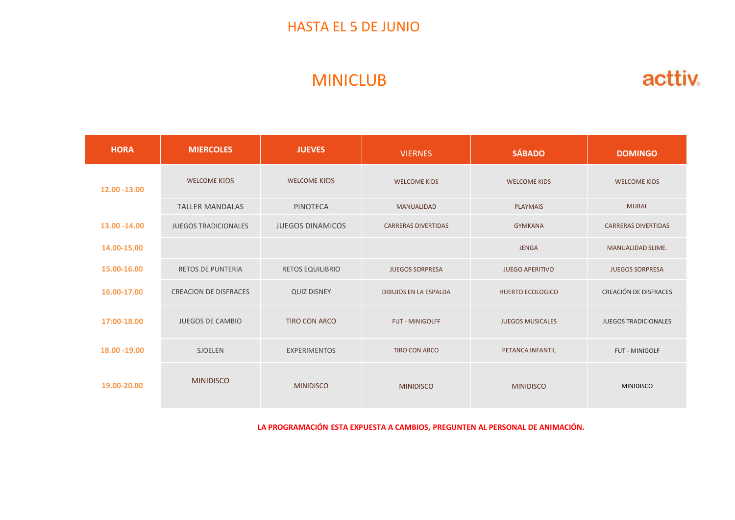# HASTA EL 5 DE JUNIO

## MINICLUB

acttiv.

| HORA | MIERCOLES | JUEVES | VIERNES | SÁBADO | DOMINGO |
|---|---|---|---|---|---|
| 12.00 -13.00 | WELCOME KIDS | WELCOME KIDS | WELCOME KIDS | WELCOME KIDS | WELCOME KIDS |
| | TALLER MANDALAS | PINOTECA | MANUALIDAD | PLAYMAIS | MURAL |
| 13.00 -14.00 | JUEGOS TRADICIONALES | JUEGOS DINAMICOS | CARRERAS DIVERTIDAS | GYMKANA | CARRERAS DIVERTIDAS |
| 14.00-15.00 | | | | JENGA | MANUALIDAD SLIME. |
| 15.00-16.00 | RETOS DE PUNTERIA | RETOS EQUILIBRIO | JUEGOS SORPRESA | JUEGO APERITIVO | JUEGOS SORPRESA |
| 16.00-17.00 | CREACION DE DISFRACES | QUIZ DISNEY | DIBUJOS EN LA ESPALDA | HUERTO ECOLOGICO | CREACIÓN DE DISFRACES |
| 17:00-18.00 | JUEGOS DE CAMBIO | TIRO CON ARCO | FUT - MINIGOLFF | JUEGOS MUSICALES | JUEGOS TRADICIONALES |
| 18.00 -19.00 | SJOELEN | EXPERIMENTOS | TIRO CON ARCO | PETANCA INFANTIL | FUT - MINIGOLF |
| 19.00-20.00 | MINIDISCO | MINIDISCO | MINIDISCO | MINIDISCO | MINIDISCO |

**LA PROGRAMACIÓN ESTA EXPUESTA A CAMBIOS, PREGUNTEN AL PERSONAL DE ANIMACIÓN.**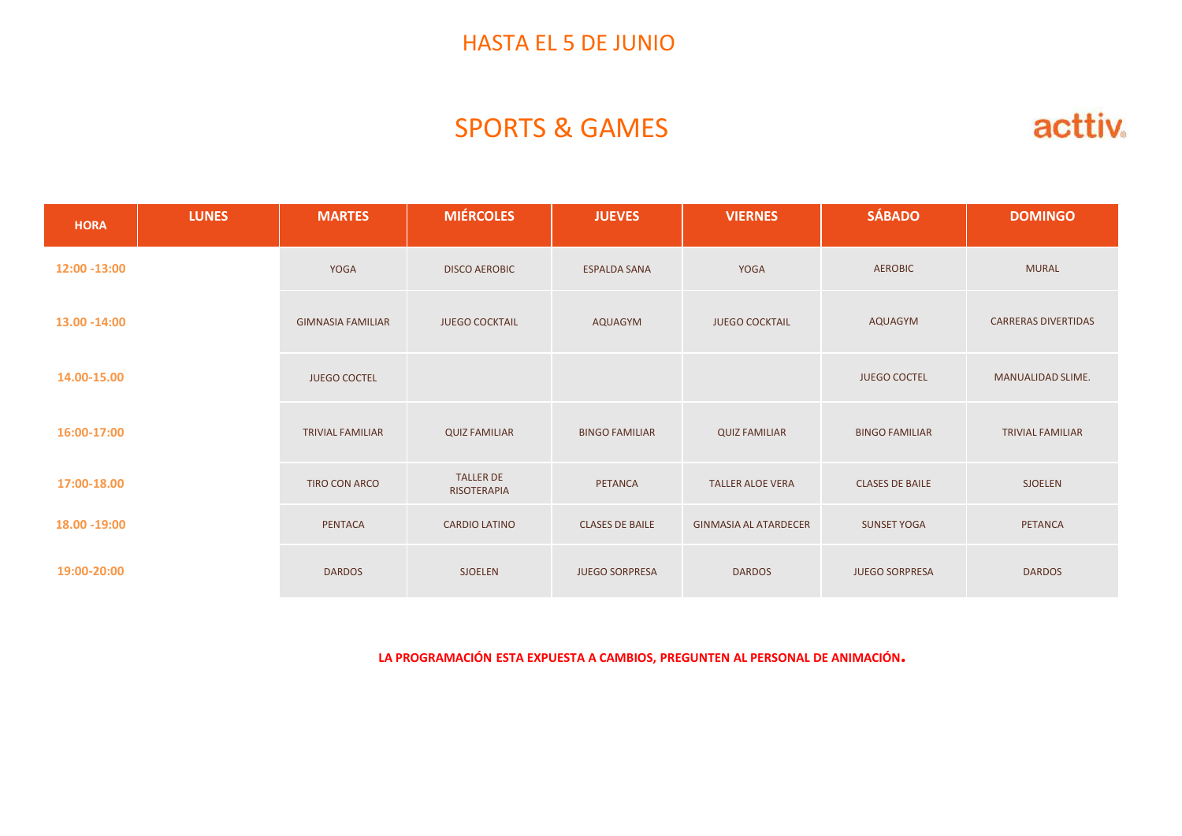# HASTA EL 5 DE JUNIO

## SPORTS & GAMES

acttiv.

| HORA | LUNES | MARTES | MIÉRCOLES | JUEVES | VIERNES | SÁBADO | DOMINGO |
|---|---|---|---|---|---|---|---|
| 12:00 -13:00 | | YOGA | DISCO AEROBIC | ESPALDA SANA | YOGA | AEROBIC | MURAL |
| 13.00 -14:00 | | GIMNASIA FAMILIAR | JUEGO COCKTAIL | AQUAGYM | JUEGO COCKTAIL | AQUAGYM | CARRERAS DIVERTIDAS |
| 14.00-15.00 | | JUEGO COCTEL | | | | JUEGO COCTEL | MANUALIDAD SLIME. |
| 16:00-17:00 | | TRIVIAL FAMILIAR | QUIZ FAMILIAR | BINGO FAMILIAR | QUIZ FAMILIAR | BINGO FAMILIAR | TRIVIAL FAMILIAR |
| 17:00-18.00 | | TIRO CON ARCO | TALLER DE RISOTERAPIA | PETANCA | TALLER ALOE VERA | CLASES DE BAILE | SJOELEN |
| 18.00 -19:00 | | PENTACA | CARDIO LATINO | CLASES DE BAILE | GINMASIA AL ATARDECER | SUNSET YOGA | PETANCA |
| 19:00-20:00 | | DARDOS | SJOELEN | JUEGO SORPRESA | DARDOS | JUEGO SORPRESA | DARDOS |

**LA PROGRAMACIÓN ESTA EXPUESTA A CAMBIOS, PREGUNTEN AL PERSONAL DE ANIMACIÓN.**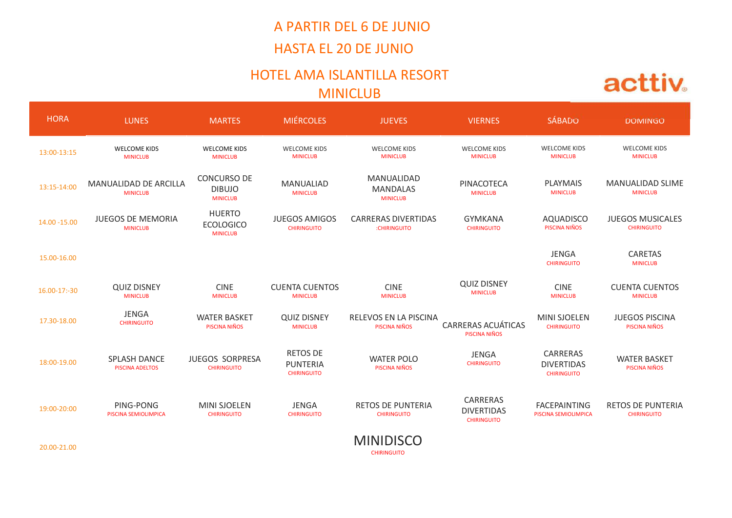# A PARTIR DEL 6 DE JUNIO

# HASTA EL 20 DE JUNIO

## HOTEL AMA ISLANTILLA RESORT

## MINICLUB

acttiv

| HORA | LUNES | MARTES | MIÉRCOLES | JUEVES | VIERNES | SÁBADO | DOMINGO |
|---|---|---|---|---|---|---|---|
| 13:00-13:15 | WELCOME KIDS<br>MINICLUB | WELCOME KIDS<br>MINICLUB | WELCOME KIDS<br>MINICLUB | WELCOME KIDS<br>MINICLUB | WELCOME KIDS<br>MINICLUB | WELCOME KIDS<br>MINICLUB | WELCOME KIDS<br>MINICLUB |
| 13:15-14:00 | MANUALIDAD DE ARCILLA<br>MINICLUB | CONCURSO DE DIBUJO<br>MINICLUB | MANUALIAD<br>MINICLUB | MANUALIDAD MANDALAS<br>MINICLUB | PINACOTECA<br>MINICLUB | PLAYMAIS<br>MINICLUB | MANUALIDAD SLIME<br>MINICLUB |
| 14.00 -15.00 | JUEGOS DE MEMORIA<br>MINICLUB | HUERTO ECOLOGICO<br>MINICLUB | JUEGOS AMIGOS<br>CHIRINGUITO | CARRERAS DIVERTIDAS<br>:CHIRINGUITO | GYMKANA<br>CHIRINGUITO | AQUADISCO<br>PISCINA NIÑOS | JUEGOS MUSICALES<br>CHIRINGUITO |
| 15.00-16.00 | | | | | | JENGA<br>CHIRINGUITO | CARETAS<br>MINICLUB |
| 16.00-17:-30 | QUIZ DISNEY<br>MINICLUB | CINE<br>MINICLUB | CUENTA CUENTOS<br>MINICLUB | CINE<br>MINICLUB | QUIZ DISNEY<br>MINICLUB | CINE<br>MINICLUB | CUENTA CUENTOS<br>MINICLUB |
| 17.30-18.00 | JENGA<br>CHIRINGUITO | WATER BASKET<br>PISCINA NIÑOS | QUIZ DISNEY<br>MINICLUB | RELEVOS EN LA PISCINA<br>PISCINA NIÑOS | CARRERAS ACUÁTICAS<br>PISCINA NIÑOS | MINI SJOELEN<br>CHIRINGUITO | JUEGOS PISCINA<br>PISCINA NIÑOS |
| 18:00-19.00 | SPLASH DANCE<br>PISCINA ADELTOS | JUEGOS SORPRESA<br>CHIRINGUITO | RETOS DE PUNTERIA<br>CHIRINGUITO | WATER POLO<br>PISCINA NIÑOS | JENGA<br>CHIRINGUITO | CARRERAS DIVERTIDAS<br>CHIRINGUITO | WATER BASKET<br>PISCINA NIÑOS |
| 19:00-20:00 | PING-PONG<br>PISCINA SEMIOLIMPICA | MINI SJOELEN<br>CHIRINGUITO | JENGA<br>CHIRINGUITO | RETOS DE PUNTERIA<br>CHIRINGUITO | CARRERAS DIVERTIDAS<br>CHIRINGUITO | FACEPAINTING<br>PISCINA SEMIOLIMPICA | RETOS DE PUNTERIA<br>CHIRINGUITO |
| 20.00-21.00 | MINIDISCO<br>CHIRINGUITO | | | | | | |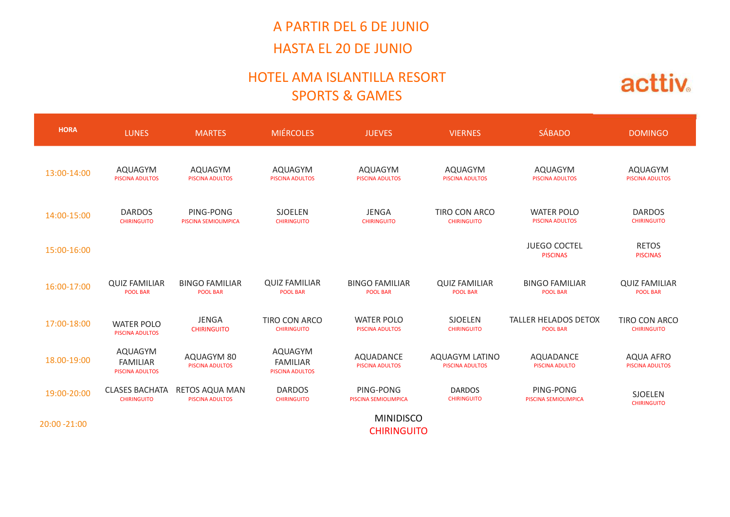# A PARTIR DEL 6 DE JUNIO
# HASTA EL 20 DE JUNIO

## HOTEL AMA ISLANTILLA RESORT
## SPORTS & GAMES

acttiv.

| HORA | LUNES | MARTES | MIÉRCOLES | JUEVES | VIERNES | SÁBADO | DOMINGO |
|---|---|---|---|---|---|---|---|
| 13:00-14:00 | AQUAGYM<br>PISCINA ADULTOS | AQUAGYM<br>PISCINA ADULTOS | AQUAGYM<br>PISCINA ADULTOS | AQUAGYM<br>PISCINA ADULTOS | AQUAGYM<br>PISCINA ADULTOS | AQUAGYM<br>PISCINA ADULTOS | AQUAGYM<br>PISCINA ADULTOS |
| 14:00-15:00 | DARDOS<br>CHIRINGUITO | PING-PONG<br>PISCINA SEMIOLIMPICA | SJOELEN<br>CHIRINGUITO | JENGA<br>CHIRINGUITO | TIRO CON ARCO<br>CHIRINGUITO | WATER POLO<br>PISCINA ADULTOS | DARDOS<br>CHIRINGUITO |
| 15:00-16:00 | | | | | | JUEGO COCTEL<br>PISCINAS | RETOS<br>PISCINAS |
| 16:00-17:00 | QUIZ FAMILIAR<br>POOL BAR | BINGO FAMILIAR<br>POOL BAR | QUIZ FAMILIAR<br>POOL BAR | BINGO FAMILIAR<br>POOL BAR | QUIZ FAMILIAR<br>POOL BAR | BINGO FAMILIAR<br>POOL BAR | QUIZ FAMILIAR<br>POOL BAR |
| 17:00-18:00 | WATER POLO<br>PISCINA ADULTOS | JENGA<br>CHIRINGUITO | TIRO CON ARCO<br>CHIRINGUITO | WATER POLO<br>PISCINA ADULTOS | SJOELEN<br>CHIRINGUITO | TALLER HELADOS DETOX<br>POOL BAR | TIRO CON ARCO<br>CHIRINGUITO |
| 18.00-19:00 | AQUAGYM FAMILIAR<br>PISCINA ADULTOS | AQUAGYM 80<br>PISCINA ADULTOS | AQUAGYM FAMILIAR<br>PISCINA ADULTOS | AQUADANCE<br>PISCINA ADULTOS | AQUAGYM LATINO<br>PISCINA ADULTOS | AQUADANCE<br>PISCINA ADULTO | AQUA AFRO<br>PISCINA ADULTOS |
| 19:00-20:00 | CLASES BACHATA<br>CHIRINGUITO | RETOS AQUA MAN<br>PISCINA ADULTOS | DARDOS<br>CHIRINGUITO | PING-PONG<br>PISCINA SEMIOLIMPICA | DARDOS<br>CHIRINGUITO | PING-PONG<br>PISCINA SEMIOLIMPICA | SJOELEN<br>CHIRINGUITO |
| 20:00 -21:00 | MINIDISCO<br>CHIRINGUITO | | | | | | |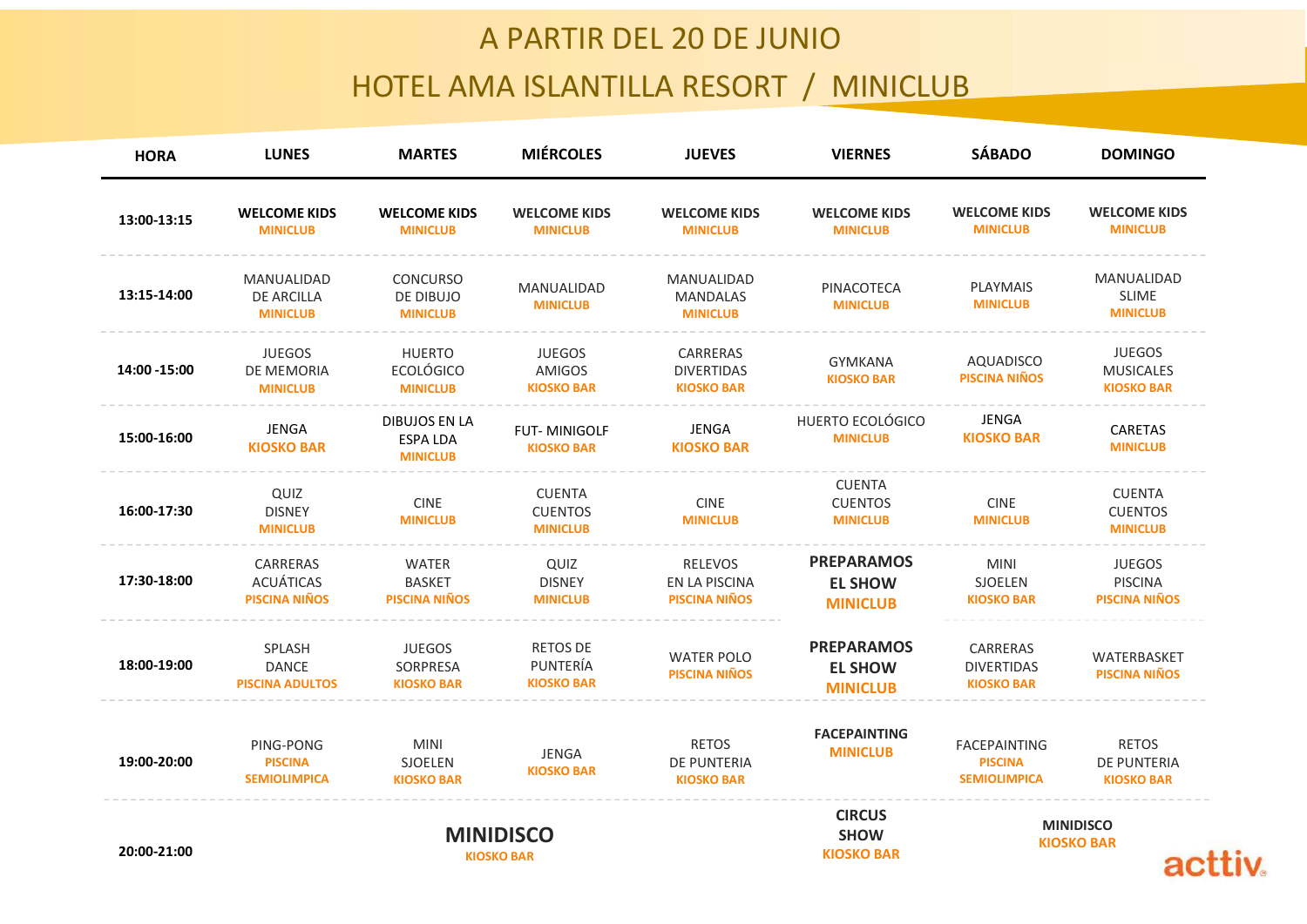# A PARTIR DEL 20 DE JUNIO

# HOTEL AMA ISLANTILLA RESORT / MINICLUB

| HORA | LUNES | MARTES | MIÉRCOLES | JUEVES | VIERNES | SÁBADO | DOMINGO |
|---|---|---|---|---|---|---|---|
| 13:00-13:15 | **WELCOME KIDS** MINICLUB | **WELCOME KIDS** MINICLUB | **WELCOME KIDS** MINICLUB | **WELCOME KIDS** MINICLUB | **WELCOME KIDS** MINICLUB | **WELCOME KIDS** MINICLUB | **WELCOME KIDS** MINICLUB |
| 13:15-14:00 | MANUALIDAD DE ARCILLA MINICLUB | CONCURSO DE DIBUJO MINICLUB | MANUALIDAD MINICLUB | MANUALIDAD MANDALAS MINICLUB | PINACOTECA MINICLUB | PLAYMAIS MINICLUB | MANUALIDAD SLIME MINICLUB |
| 14:00 -15:00 | JUEGOS DE MEMORIA MINICLUB | HUERTO ECOLÓGICO MINICLUB | JUEGOS AMIGOS KIOSKO BAR | CARRERAS DIVERTIDAS KIOSKO BAR | GYMKANA KIOSKO BAR | AQUADISCO PISCINA NIÑOS | JUEGOS MUSICALES KIOSKO BAR |
| 15:00-16:00 | JENGA KIOSKO BAR | DIBUJOS EN LA ESPA LDA MINICLUB | FUT- MINIGOLF KIOSKO BAR | JENGA KIOSKO BAR | HUERTO ECOLÓGICO MINICLUB | JENGA KIOSKO BAR | CARETAS MINICLUB |
| 16:00-17:30 | QUIZ DISNEY MINICLUB | CINE MINICLUB | CUENTA CUENTOS MINICLUB | CINE MINICLUB | CUENTA CUENTOS MINICLUB | CINE MINICLUB | CUENTA CUENTOS MINICLUB |
| 17:30-18:00 | CARRERAS ACUÁTICAS PISCINA NIÑOS | WATER BASKET PISCINA NIÑOS | QUIZ DISNEY MINICLUB | RELEVOS EN LA PISCINA PISCINA NIÑOS | **PREPARAMOS EL SHOW** MINICLUB | MINI SJOELEN KIOSKO BAR | JUEGOS PISCINA PISCINA NIÑOS |
| 18:00-19:00 | SPLASH DANCE PISCINA ADULTOS | JUEGOS SORPRESA KIOSKO BAR | RETOS DE PUNTERÍA KIOSKO BAR | WATER POLO PISCINA NIÑOS | **PREPARAMOS EL SHOW** MINICLUB | CARRERAS DIVERTIDAS KIOSKO BAR | WATERBASKET PISCINA NIÑOS |
| 19:00-20:00 | PING-PONG PISCINA SEMIOLIMPICA | MINI SJOELEN KIOSKO BAR | JENGA KIOSKO BAR | RETOS DE PUNTERIA KIOSKO BAR | **FACEPAINTING** MINICLUB | FACEPAINTING PISCINA SEMIOLIMPICA | RETOS DE PUNTERIA KIOSKO BAR |
| 20:00-21:00 | **MINIDISCO** KIOSKO BAR | | | | **CIRCUS SHOW** KIOSKO BAR | **MINIDISCO** KIOSKO BAR | |

acttiv.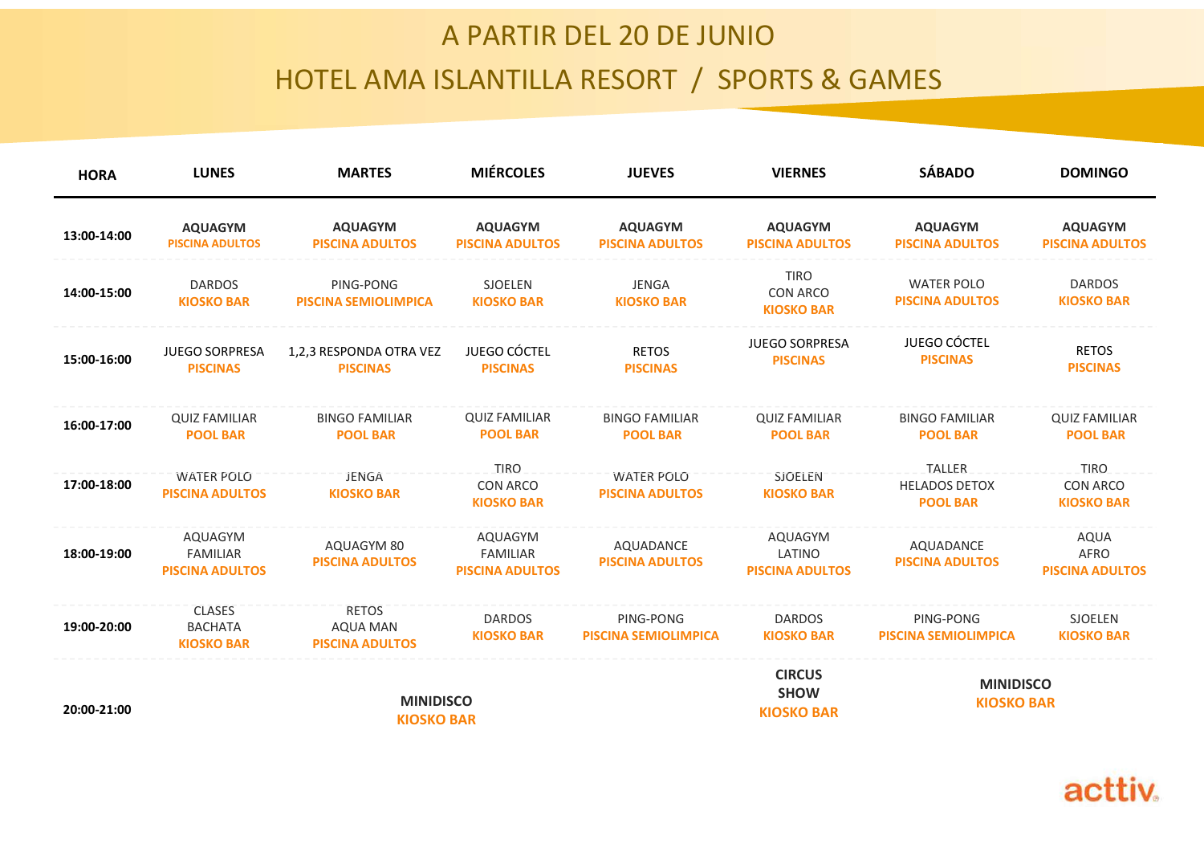# A PARTIR DEL 20 DE JUNIO

# HOTEL AMA ISLANTILLA RESORT / SPORTS & GAMES

| HORA | LUNES | MARTES | MIÉRCOLES | JUEVES | VIERNES | SÁBADO | DOMINGO |
|---|---|---|---|---|---|---|---|
| 13:00-14:00 | **AQUAGYM** **PISCINA ADULTOS** | **AQUAGYM** **PISCINA ADULTOS** | **AQUAGYM** **PISCINA ADULTOS** | **AQUAGYM** **PISCINA ADULTOS** | **AQUAGYM** **PISCINA ADULTOS** | **AQUAGYM** **PISCINA ADULTOS** | **AQUAGYM** **PISCINA ADULTOS** |
| 14:00-15:00 | DARDOS **KIOSKO BAR** | PING-PONG **PISCINA SEMIOLIMPICA** | SJOELEN **KIOSKO BAR** | JENGA **KIOSKO BAR** | TIRO CON ARCO **KIOSKO BAR** | WATER POLO **PISCINA ADULTOS** | DARDOS **KIOSKO BAR** |
| 15:00-16:00 | JUEGO SORPRESA **PISCINAS** | 1,2,3 RESPONDA OTRA VEZ **PISCINAS** | JUEGO CÓCTEL **PISCINAS** | RETOS **PISCINAS** | JUEGO SORPRESA **PISCINAS** | JUEGO CÓCTEL **PISCINAS** | RETOS **PISCINAS** |
| 16:00-17:00 | QUIZ FAMILIAR **POOL BAR** | BINGO FAMILIAR **POOL BAR** | QUIZ FAMILIAR **POOL BAR** | BINGO FAMILIAR **POOL BAR** | QUIZ FAMILIAR **POOL BAR** | BINGO FAMILIAR **POOL BAR** | QUIZ FAMILIAR **POOL BAR** |
| 17:00-18:00 | WATER POLO **PISCINA ADULTOS** | JENGA **KIOSKO BAR** | TIRO CON ARCO **KIOSKO BAR** | WATER POLO **PISCINA ADULTOS** | SJOELEN **KIOSKO BAR** | TALLER HELADOS DETOX **POOL BAR** | TIRO CON ARCO **KIOSKO BAR** |
| 18:00-19:00 | AQUAGYM FAMILIAR **PISCINA ADULTOS** | AQUAGYM 80 **PISCINA ADULTOS** | AQUAGYM FAMILIAR **PISCINA ADULTOS** | AQUADANCE **PISCINA ADULTOS** | AQUAGYM LATINO **PISCINA ADULTOS** | AQUADANCE **PISCINA ADULTOS** | AQUA AFRO **PISCINA ADULTOS** |
| 19:00-20:00 | CLASES BACHATA **KIOSKO BAR** | RETOS AQUA MAN **PISCINA ADULTOS** | DARDOS **KIOSKO BAR** | PING-PONG **PISCINA SEMIOLIMPICA** | DARDOS **KIOSKO BAR** | PING-PONG **PISCINA SEMIOLIMPICA** | SJOELEN **KIOSKO BAR** |
| 20:00-21:00 | **MINIDISCO** **KIOSKO BAR** | | | | **CIRCUS SHOW** **KIOSKO BAR** | **MINIDISCO** **KIOSKO BAR** | |

acttiv